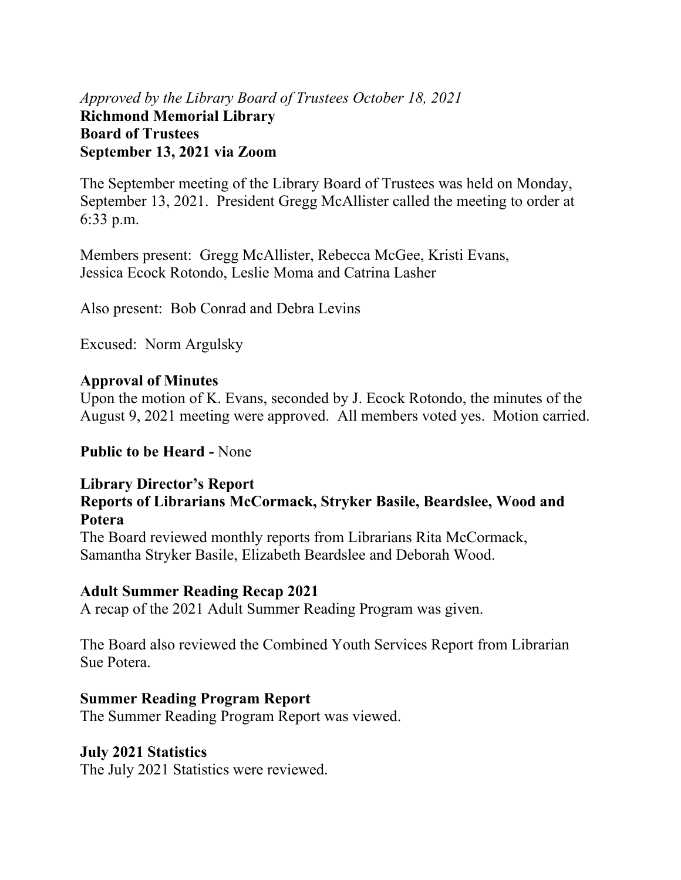*Approved by the Library Board of Trustees October 18, 2021*

**Richmond Memorial Library**
**Board of Trustees**
**September 13, 2021 via Zoom**

The September meeting of the Library Board of Trustees was held on Monday, September 13, 2021. President Gregg McAllister called the meeting to order at 6:33 p.m.

Members present: Gregg McAllister, Rebecca McGee, Kristi Evans, Jessica Ecock Rotondo, Leslie Moma and Catrina Lasher

Also present: Bob Conrad and Debra Levins

Excused: Norm Argulsky

**Approval of Minutes**

Upon the motion of K. Evans, seconded by J. Ecock Rotondo, the minutes of the August 9, 2021 meeting were approved. All members voted yes. Motion carried.

**Public to be Heard -** None

**Library Director's Report**

**Reports of Librarians McCormack, Stryker Basile, Beardslee, Wood and Potera**

The Board reviewed monthly reports from Librarians Rita McCormack, Samantha Stryker Basile, Elizabeth Beardslee and Deborah Wood.

**Adult Summer Reading Recap 2021**

A recap of the 2021 Adult Summer Reading Program was given.

The Board also reviewed the Combined Youth Services Report from Librarian Sue Potera.

**Summer Reading Program Report**

The Summer Reading Program Report was viewed.

**July 2021 Statistics**

The July 2021 Statistics were reviewed.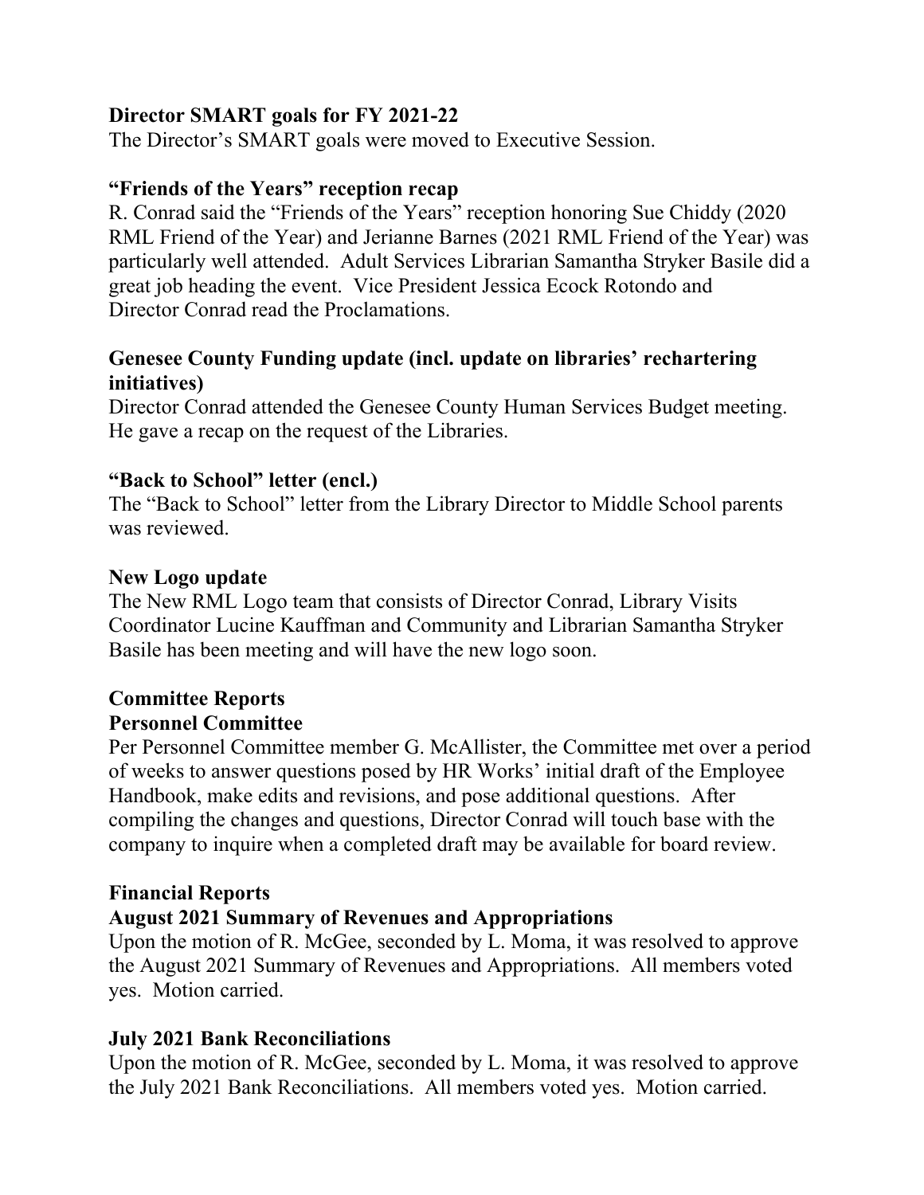**Director SMART goals for FY 2021-22**

The Director's SMART goals were moved to Executive Session.

**"Friends of the Years" reception recap**

R. Conrad said the "Friends of the Years" reception honoring Sue Chiddy (2020 RML Friend of the Year) and Jerianne Barnes (2021 RML Friend of the Year) was particularly well attended. Adult Services Librarian Samantha Stryker Basile did a great job heading the event. Vice President Jessica Ecock Rotondo and Director Conrad read the Proclamations.

**Genesee County Funding update (incl. update on libraries' rechartering initiatives)**

Director Conrad attended the Genesee County Human Services Budget meeting. He gave a recap on the request of the Libraries.

**"Back to School" letter (encl.)**

The "Back to School" letter from the Library Director to Middle School parents was reviewed.

**New Logo update**

The New RML Logo team that consists of Director Conrad, Library Visits Coordinator Lucine Kauffman and Community and Librarian Samantha Stryker Basile has been meeting and will have the new logo soon.

**Committee Reports**

**Personnel Committee**

Per Personnel Committee member G. McAllister, the Committee met over a period of weeks to answer questions posed by HR Works' initial draft of the Employee Handbook, make edits and revisions, and pose additional questions. After compiling the changes and questions, Director Conrad will touch base with the company to inquire when a completed draft may be available for board review.

**Financial Reports**

**August 2021 Summary of Revenues and Appropriations**

Upon the motion of R. McGee, seconded by L. Moma, it was resolved to approve the August 2021 Summary of Revenues and Appropriations. All members voted yes. Motion carried.

**July 2021 Bank Reconciliations**

Upon the motion of R. McGee, seconded by L. Moma, it was resolved to approve the July 2021 Bank Reconciliations. All members voted yes. Motion carried.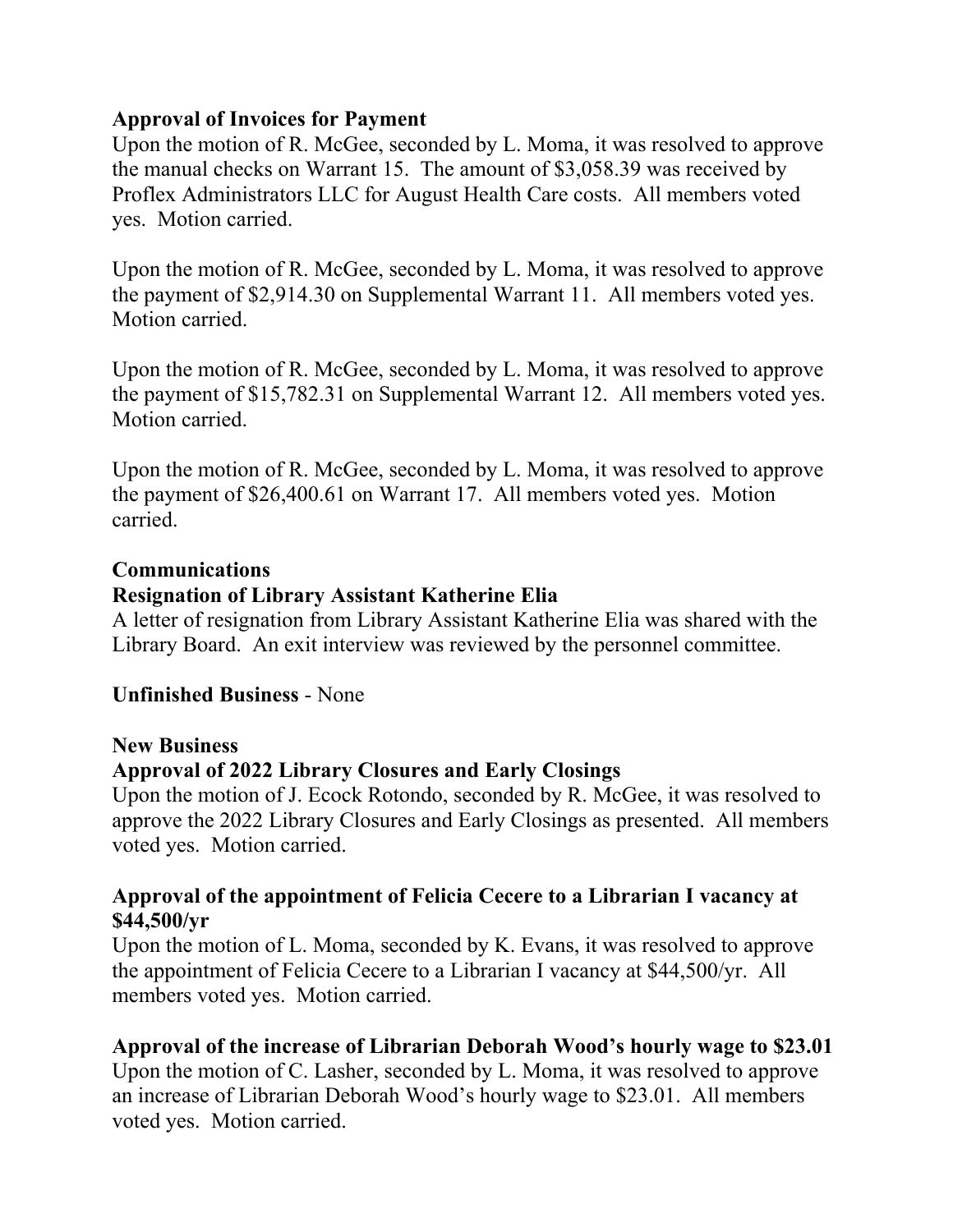**Approval of Invoices for Payment**

Upon the motion of R. McGee, seconded by L. Moma, it was resolved to approve the manual checks on Warrant 15. The amount of $3,058.39 was received by Proflex Administrators LLC for August Health Care costs. All members voted yes. Motion carried.

Upon the motion of R. McGee, seconded by L. Moma, it was resolved to approve the payment of $2,914.30 on Supplemental Warrant 11. All members voted yes. Motion carried.

Upon the motion of R. McGee, seconded by L. Moma, it was resolved to approve the payment of $15,782.31 on Supplemental Warrant 12. All members voted yes. Motion carried.

Upon the motion of R. McGee, seconded by L. Moma, it was resolved to approve the payment of $26,400.61 on Warrant 17. All members voted yes. Motion carried.

**Communications**

**Resignation of Library Assistant Katherine Elia**

A letter of resignation from Library Assistant Katherine Elia was shared with the Library Board. An exit interview was reviewed by the personnel committee.

**Unfinished Business** - None

**New Business**

**Approval of 2022 Library Closures and Early Closings**

Upon the motion of J. Ecock Rotondo, seconded by R. McGee, it was resolved to approve the 2022 Library Closures and Early Closings as presented. All members voted yes. Motion carried.

**Approval of the appointment of Felicia Cecere to a Librarian I vacancy at $44,500/yr**

Upon the motion of L. Moma, seconded by K. Evans, it was resolved to approve the appointment of Felicia Cecere to a Librarian I vacancy at $44,500/yr. All members voted yes. Motion carried.

**Approval of the increase of Librarian Deborah Wood's hourly wage to $23.01**

Upon the motion of C. Lasher, seconded by L. Moma, it was resolved to approve an increase of Librarian Deborah Wood's hourly wage to $23.01. All members voted yes. Motion carried.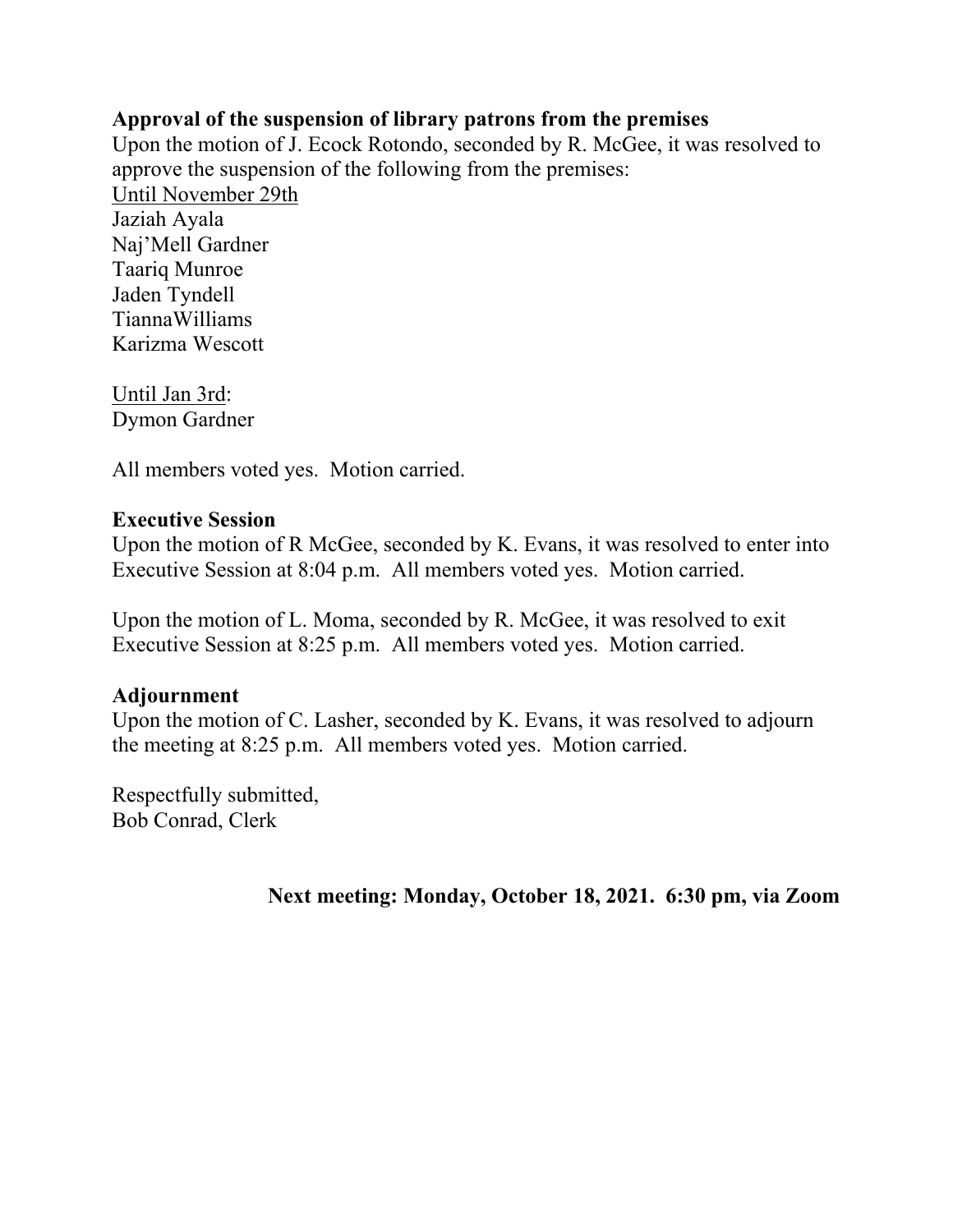**Approval of the suspension of library patrons from the premises**

Upon the motion of J. Ecock Rotondo, seconded by R. McGee, it was resolved to approve the suspension of the following from the premises:

<u>Until November 29th</u>
Jaziah Ayala
Naj'Mell Gardner
Taariq Munroe
Jaden Tyndell
TiannaWilliams
Karizma Wescott

<u>Until Jan 3rd</u>:
Dymon Gardner

All members voted yes. Motion carried.

**Executive Session**

Upon the motion of R McGee, seconded by K. Evans, it was resolved to enter into Executive Session at 8:04 p.m. All members voted yes. Motion carried.

Upon the motion of L. Moma, seconded by R. McGee, it was resolved to exit Executive Session at 8:25 p.m. All members voted yes. Motion carried.

**Adjournment**

Upon the motion of C. Lasher, seconded by K. Evans, it was resolved to adjourn the meeting at 8:25 p.m. All members voted yes. Motion carried.

Respectfully submitted,
Bob Conrad, Clerk

**Next meeting: Monday, October 18, 2021. 6:30 pm, via Zoom**